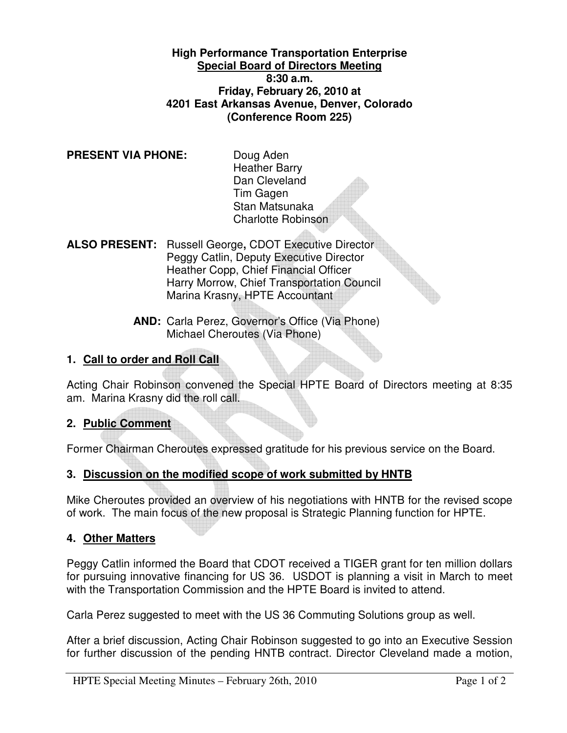**High Performance Transportation Enterprise**
**Special Board of Directors Meeting**
**8:30 a.m.**
**Friday, February 26, 2010 at**
**4201 East Arkansas Avenue, Denver, Colorado**
**(Conference Room 225)**

**PRESENT VIA PHONE:**
Doug Aden
Heather Barry
Dan Cleveland
Tim Gagen
Stan Matsunaka
Charlotte Robinson

**ALSO PRESENT:**
Russell George**,** CDOT Executive Director
Peggy Catlin, Deputy Executive Director
Heather Copp, Chief Financial Officer
Harry Morrow, Chief Transportation Council
Marina Krasny, HPTE Accountant

**AND:**
Carla Perez, Governor's Office (Via Phone)
Michael Cheroutes (Via Phone)

## 1. Call to order and Roll Call

Acting Chair Robinson convened the Special HPTE Board of Directors meeting at 8:35 am. Marina Krasny did the roll call.

## 2. Public Comment

Former Chairman Cheroutes expressed gratitude for his previous service on the Board.

## 3. Discussion on the modified scope of work submitted by HNTB

Mike Cheroutes provided an overview of his negotiations with HNTB for the revised scope of work. The main focus of the new proposal is Strategic Planning function for HPTE.

## 4. Other Matters

Peggy Catlin informed the Board that CDOT received a TIGER grant for ten million dollars for pursuing innovative financing for US 36. USDOT is planning a visit in March to meet with the Transportation Commission and the HPTE Board is invited to attend.

Carla Perez suggested to meet with the US 36 Commuting Solutions group as well.

After a brief discussion, Acting Chair Robinson suggested to go into an Executive Session for further discussion of the pending HNTB contract. Director Cleveland made a motion,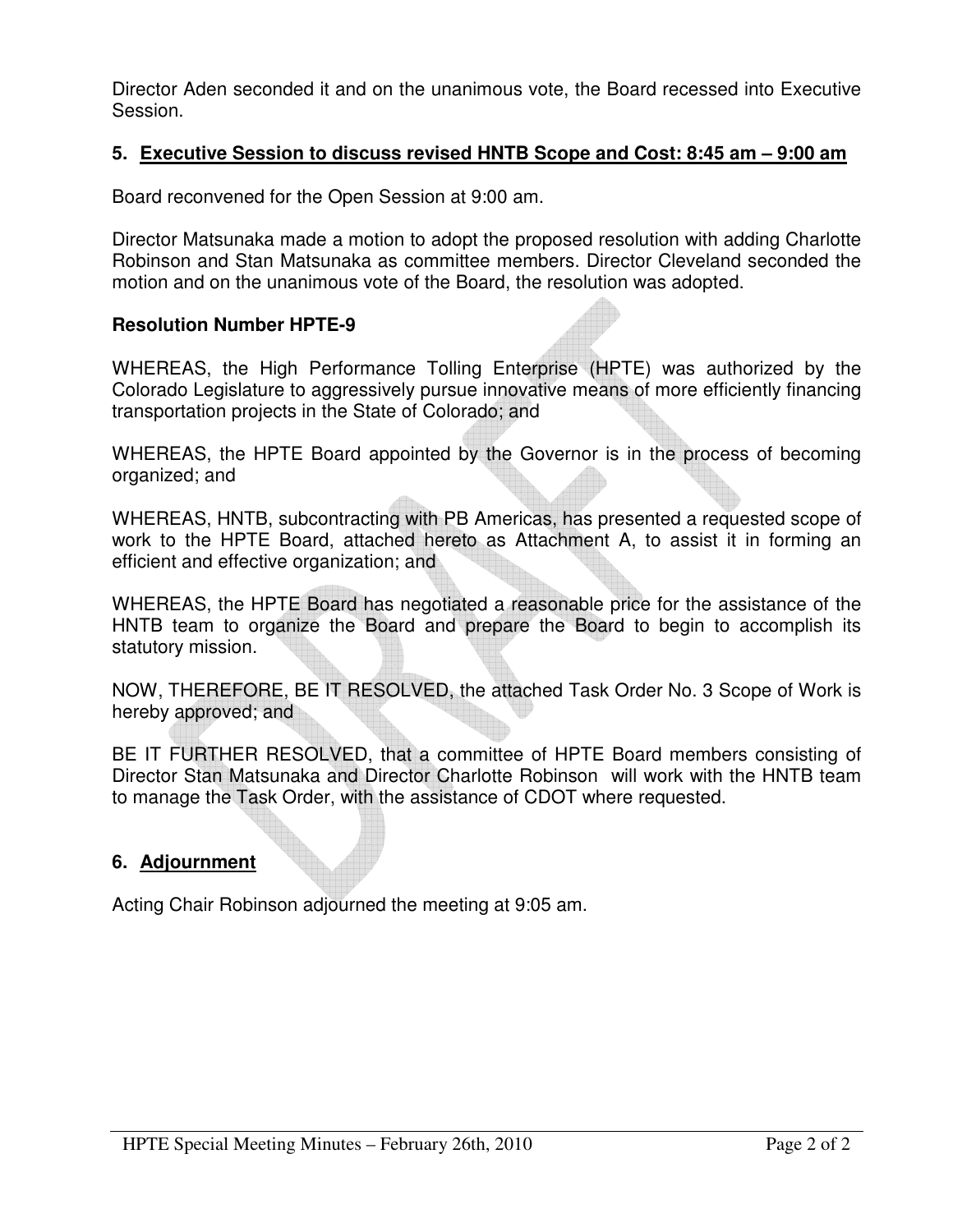Director Aden seconded it and on the unanimous vote, the Board recessed into Executive Session.

## 5. Executive Session to discuss revised HNTB Scope and Cost: 8:45 am – 9:00 am

Board reconvened for the Open Session at 9:00 am.

Director Matsunaka made a motion to adopt the proposed resolution with adding Charlotte Robinson and Stan Matsunaka as committee members. Director Cleveland seconded the motion and on the unanimous vote of the Board, the resolution was adopted.

**Resolution Number HPTE-9**

WHEREAS, the High Performance Tolling Enterprise (HPTE) was authorized by the Colorado Legislature to aggressively pursue innovative means of more efficiently financing transportation projects in the State of Colorado; and

WHEREAS, the HPTE Board appointed by the Governor is in the process of becoming organized; and

WHEREAS, HNTB, subcontracting with PB Americas, has presented a requested scope of work to the HPTE Board, attached hereto as Attachment A, to assist it in forming an efficient and effective organization; and

WHEREAS, the HPTE Board has negotiated a reasonable price for the assistance of the HNTB team to organize the Board and prepare the Board to begin to accomplish its statutory mission.

NOW, THEREFORE, BE IT RESOLVED, the attached Task Order No. 3 Scope of Work is hereby approved; and

BE IT FURTHER RESOLVED, that a committee of HPTE Board members consisting of Director Stan Matsunaka and Director Charlotte Robinson will work with the HNTB team to manage the Task Order, with the assistance of CDOT where requested.

## 6. Adjournment

Acting Chair Robinson adjourned the meeting at 9:05 am.